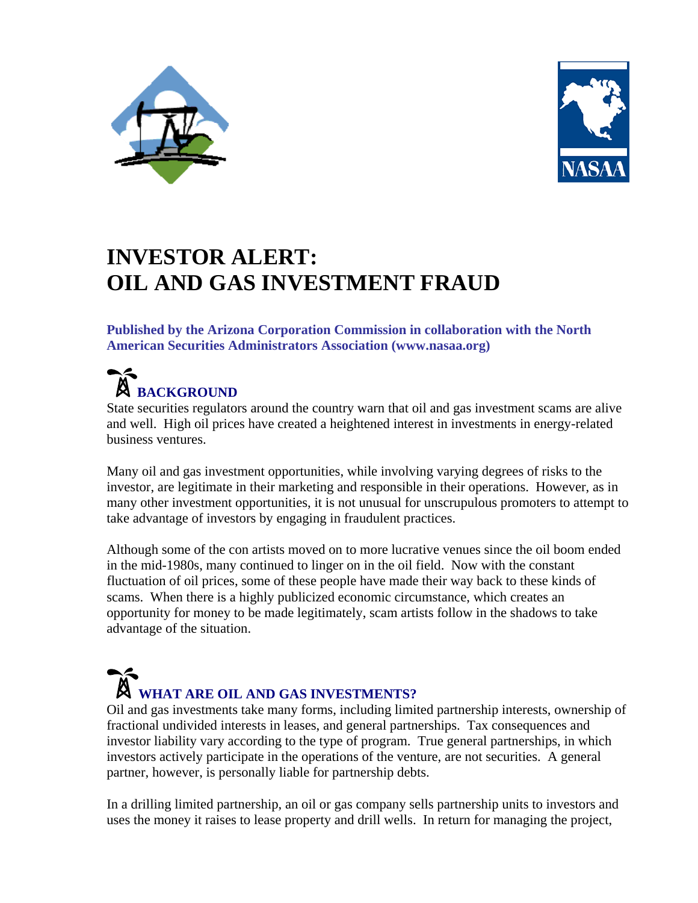# INVESTOR ALERT: OIL AND GAS INVESTMENT FRAUD

**Published by the Arizona Corporation Commission in collaboration with the North American Securities Administrators Association (www.nasaa.org)**

## BACKGROUND

State securities regulators around the country warn that oil and gas investment scams are alive and well. High oil prices have created a heightened interest in investments in energy-related business ventures.

Many oil and gas investment opportunities, while involving varying degrees of risks to the investor, are legitimate in their marketing and responsible in their operations. However, as in many other investment opportunities, it is not unusual for unscrupulous promoters to attempt to take advantage of investors by engaging in fraudulent practices.

Although some of the con artists moved on to more lucrative venues since the oil boom ended in the mid-1980s, many continued to linger on in the oil field. Now with the constant fluctuation of oil prices, some of these people have made their way back to these kinds of scams. When there is a highly publicized economic circumstance, which creates an opportunity for money to be made legitimately, scam artists follow in the shadows to take advantage of the situation.

## WHAT ARE OIL AND GAS INVESTMENTS?

Oil and gas investments take many forms, including limited partnership interests, ownership of fractional undivided interests in leases, and general partnerships. Tax consequences and investor liability vary according to the type of program. True general partnerships, in which investors actively participate in the operations of the venture, are not securities. A general partner, however, is personally liable for partnership debts.

In a drilling limited partnership, an oil or gas company sells partnership units to investors and uses the money it raises to lease property and drill wells. In return for managing the project,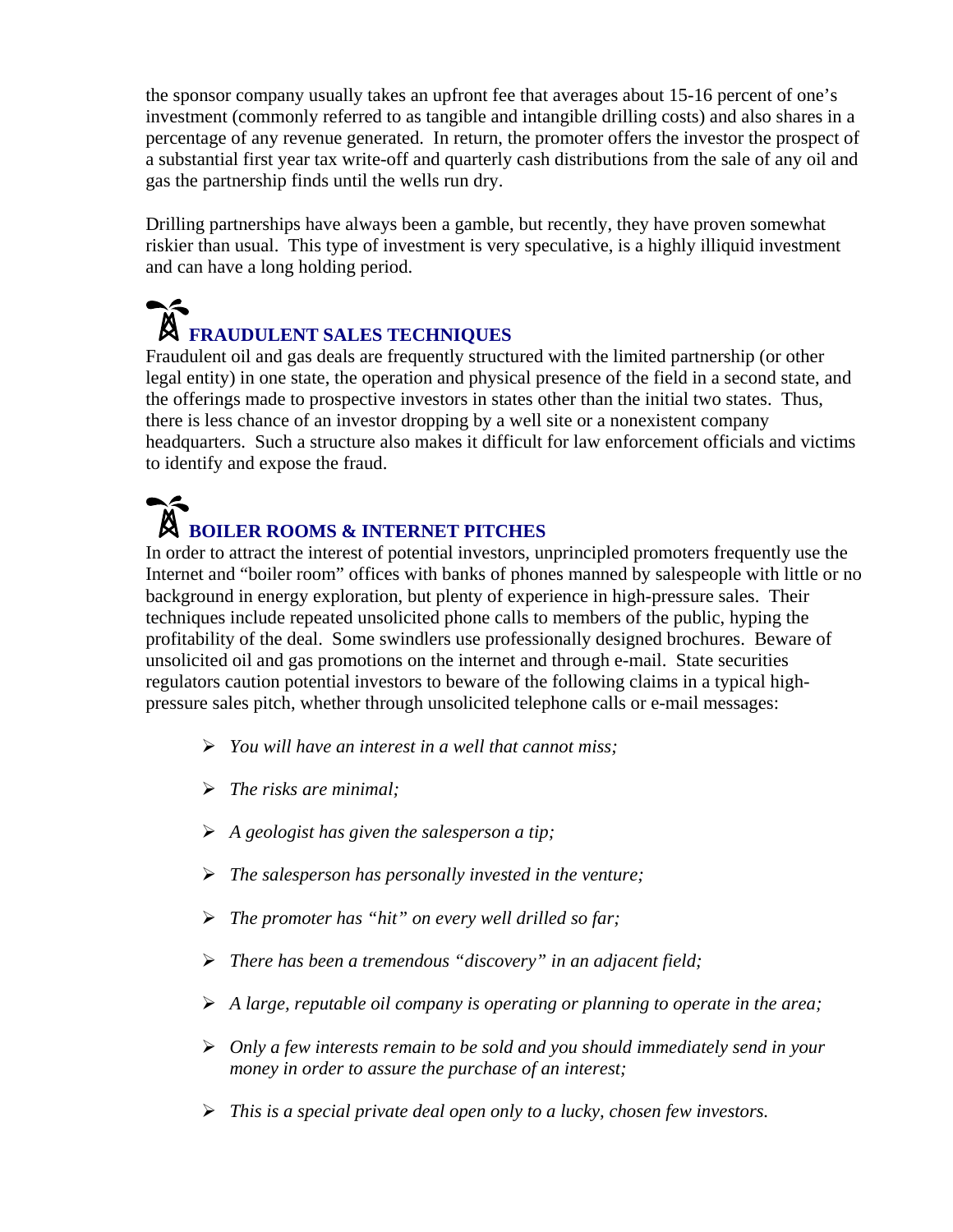the sponsor company usually takes an upfront fee that averages about 15-16 percent of one's investment (commonly referred to as tangible and intangible drilling costs) and also shares in a percentage of any revenue generated. In return, the promoter offers the investor the prospect of a substantial first year tax write-off and quarterly cash distributions from the sale of any oil and gas the partnership finds until the wells run dry.

Drilling partnerships have always been a gamble, but recently, they have proven somewhat riskier than usual. This type of investment is very speculative, is a highly illiquid investment and can have a long holding period.

## FRAUDULENT SALES TECHNIQUES

Fraudulent oil and gas deals are frequently structured with the limited partnership (or other legal entity) in one state, the operation and physical presence of the field in a second state, and the offerings made to prospective investors in states other than the initial two states. Thus, there is less chance of an investor dropping by a well site or a nonexistent company headquarters. Such a structure also makes it difficult for law enforcement officials and victims to identify and expose the fraud.

## BOILER ROOMS & INTERNET PITCHES

In order to attract the interest of potential investors, unprincipled promoters frequently use the Internet and "boiler room" offices with banks of phones manned by salespeople with little or no background in energy exploration, but plenty of experience in high-pressure sales. Their techniques include repeated unsolicited phone calls to members of the public, hyping the profitability of the deal. Some swindlers use professionally designed brochures. Beware of unsolicited oil and gas promotions on the internet and through e-mail. State securities regulators caution potential investors to beware of the following claims in a typical high-pressure sales pitch, whether through unsolicited telephone calls or e-mail messages:

- *You will have an interest in a well that cannot miss;*
- *The risks are minimal;*
- *A geologist has given the salesperson a tip;*
- *The salesperson has personally invested in the venture;*
- *The promoter has "hit" on every well drilled so far;*
- *There has been a tremendous "discovery" in an adjacent field;*
- *A large, reputable oil company is operating or planning to operate in the area;*
- *Only a few interests remain to be sold and you should immediately send in your money in order to assure the purchase of an interest;*
- *This is a special private deal open only to a lucky, chosen few investors.*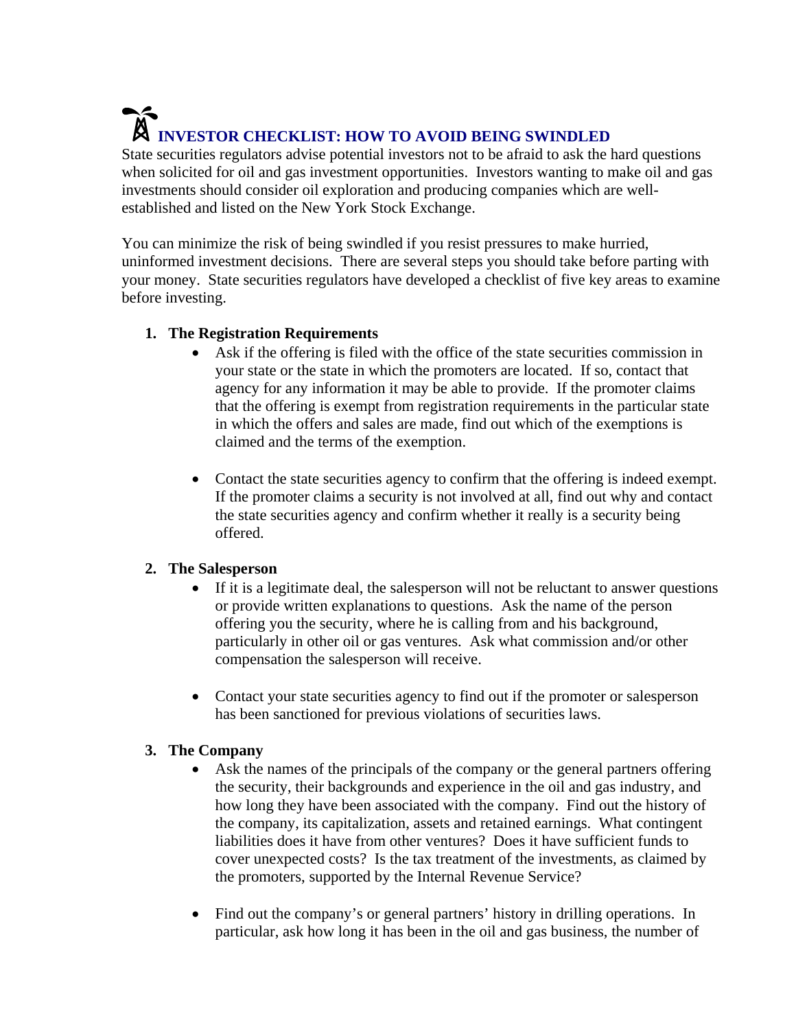## INVESTOR CHECKLIST: HOW TO AVOID BEING SWINDLED

State securities regulators advise potential investors not to be afraid to ask the hard questions when solicited for oil and gas investment opportunities. Investors wanting to make oil and gas investments should consider oil exploration and producing companies which are well-established and listed on the New York Stock Exchange.

You can minimize the risk of being swindled if you resist pressures to make hurried, uninformed investment decisions. There are several steps you should take before parting with your money. State securities regulators have developed a checklist of five key areas to examine before investing.

1. **The Registration Requirements**
   - Ask if the offering is filed with the office of the state securities commission in your state or the state in which the promoters are located. If so, contact that agency for any information it may be able to provide. If the promoter claims that the offering is exempt from registration requirements in the particular state in which the offers and sales are made, find out which of the exemptions is claimed and the terms of the exemption.
   - Contact the state securities agency to confirm that the offering is indeed exempt. If the promoter claims a security is not involved at all, find out why and contact the state securities agency and confirm whether it really is a security being offered.

2. **The Salesperson**
   - If it is a legitimate deal, the salesperson will not be reluctant to answer questions or provide written explanations to questions. Ask the name of the person offering you the security, where he is calling from and his background, particularly in other oil or gas ventures. Ask what commission and/or other compensation the salesperson will receive.
   - Contact your state securities agency to find out if the promoter or salesperson has been sanctioned for previous violations of securities laws.

3. **The Company**
   - Ask the names of the principals of the company or the general partners offering the security, their backgrounds and experience in the oil and gas industry, and how long they have been associated with the company. Find out the history of the company, its capitalization, assets and retained earnings. What contingent liabilities does it have from other ventures? Does it have sufficient funds to cover unexpected costs? Is the tax treatment of the investments, as claimed by the promoters, supported by the Internal Revenue Service?
   - Find out the company's or general partners' history in drilling operations. In particular, ask how long it has been in the oil and gas business, the number of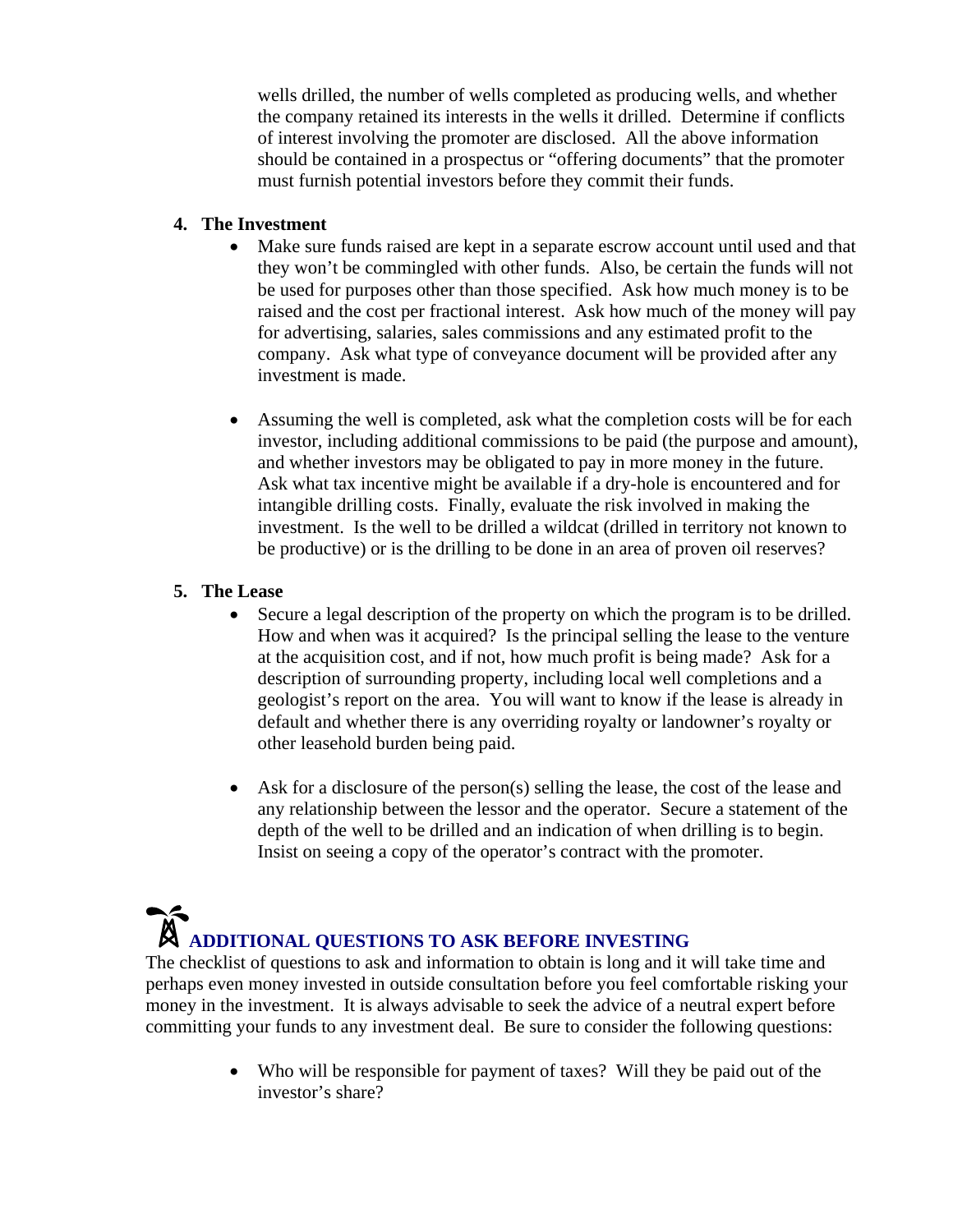wells drilled, the number of wells completed as producing wells, and whether the company retained its interests in the wells it drilled. Determine if conflicts of interest involving the promoter are disclosed. All the above information should be contained in a prospectus or "offering documents" that the promoter must furnish potential investors before they commit their funds.

4. **The Investment**
   - Make sure funds raised are kept in a separate escrow account until used and that they won't be commingled with other funds. Also, be certain the funds will not be used for purposes other than those specified. Ask how much money is to be raised and the cost per fractional interest. Ask how much of the money will pay for advertising, salaries, sales commissions and any estimated profit to the company. Ask what type of conveyance document will be provided after any investment is made.

   - Assuming the well is completed, ask what the completion costs will be for each investor, including additional commissions to be paid (the purpose and amount), and whether investors may be obligated to pay in more money in the future. Ask what tax incentive might be available if a dry-hole is encountered and for intangible drilling costs. Finally, evaluate the risk involved in making the investment. Is the well to be drilled a wildcat (drilled in territory not known to be productive) or is the drilling to be done in an area of proven oil reserves?

5. **The Lease**
   - Secure a legal description of the property on which the program is to be drilled. How and when was it acquired? Is the principal selling the lease to the venture at the acquisition cost, and if not, how much profit is being made? Ask for a description of surrounding property, including local well completions and a geologist's report on the area. You will want to know if the lease is already in default and whether there is any overriding royalty or landowner's royalty or other leasehold burden being paid.

   - Ask for a disclosure of the person(s) selling the lease, the cost of the lease and any relationship between the lessor and the operator. Secure a statement of the depth of the well to be drilled and an indication of when drilling is to begin. Insist on seeing a copy of the operator's contract with the promoter.

## ADDITIONAL QUESTIONS TO ASK BEFORE INVESTING

The checklist of questions to ask and information to obtain is long and it will take time and perhaps even money invested in outside consultation before you feel comfortable risking your money in the investment. It is always advisable to seek the advice of a neutral expert before committing your funds to any investment deal. Be sure to consider the following questions:

- Who will be responsible for payment of taxes? Will they be paid out of the investor's share?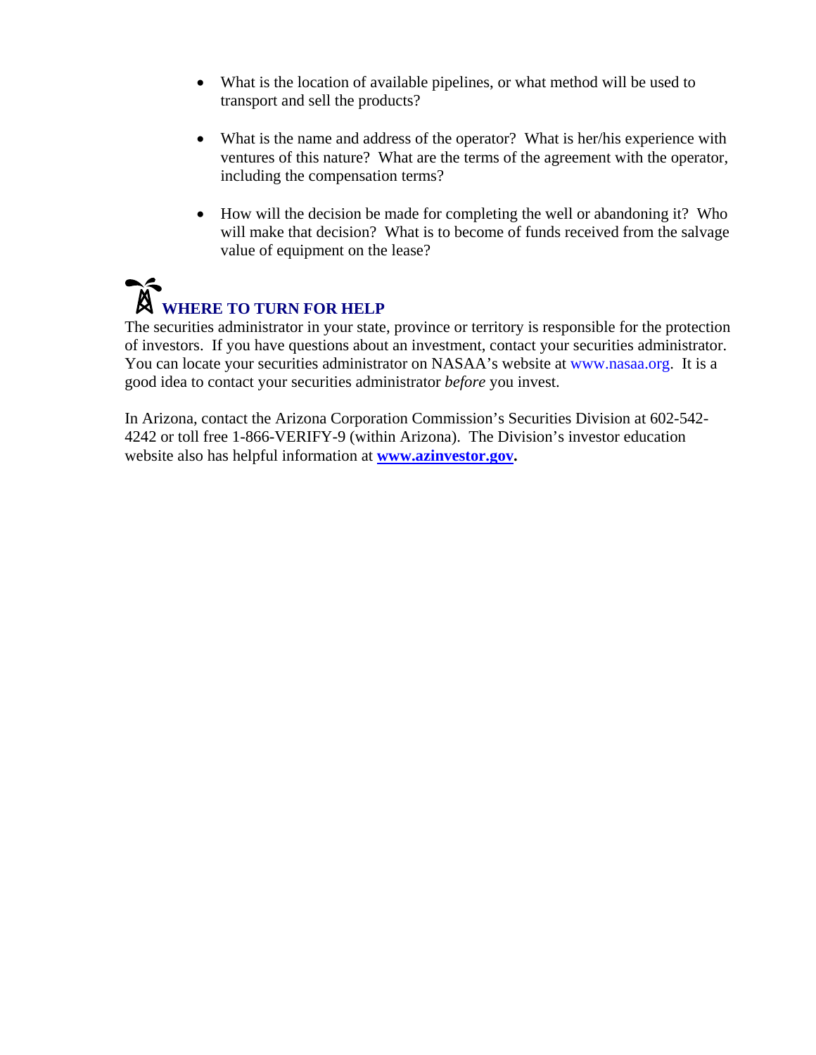- What is the location of available pipelines, or what method will be used to transport and sell the products?

- What is the name and address of the operator? What is her/his experience with ventures of this nature? What are the terms of the agreement with the operator, including the compensation terms?

- How will the decision be made for completing the well or abandoning it? Who will make that decision? What is to become of funds received from the salvage value of equipment on the lease?

## WHERE TO TURN FOR HELP

The securities administrator in your state, province or territory is responsible for the protection of investors. If you have questions about an investment, contact your securities administrator. You can locate your securities administrator on NASAA's website at www.nasaa.org. It is a good idea to contact your securities administrator *before* you invest.

In Arizona, contact the Arizona Corporation Commission's Securities Division at 602-542-4242 or toll free 1-866-VERIFY-9 (within Arizona). The Division's investor education website also has helpful information at **www.azinvestor.gov.**